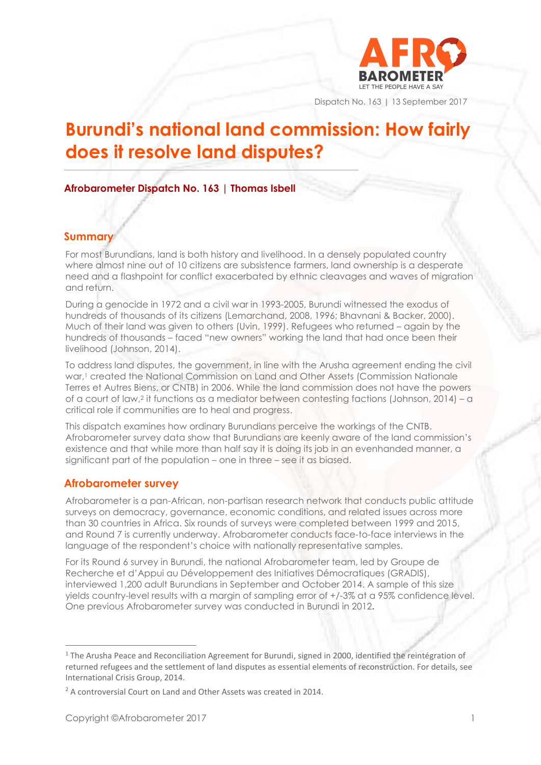# Burundi's national land commission: How fairly does it resolve land disputes?

**Afrobarometer Dispatch No. 163 | Thomas Isbell**

## Summary

For most Burundians, land is both history and livelihood. In a densely populated country where almost nine out of 10 citizens are subsistence farmers, land ownership is a desperate need and a flashpoint for conflict exacerbated by ethnic cleavages and waves of migration and return.

During a genocide in 1972 and a civil war in 1993-2005, Burundi witnessed the exodus of hundreds of thousands of its citizens (Lemarchand, 2008, 1996; Bhavnani & Backer, 2000). Much of their land was given to others (Uvin, 1999). Refugees who returned – again by the hundreds of thousands – faced "new owners" working the land that had once been their livelihood (Johnson, 2014).

To address land disputes, the government, in line with the Arusha agreement ending the civil war,[1] created the National Commission on Land and Other Assets (Commission Nationale Terres et Autres Biens, or CNTB) in 2006. While the land commission does not have the powers of a court of law,[2] it functions as a mediator between contesting factions (Johnson, 2014) – a critical role if communities are to heal and progress.

This dispatch examines how ordinary Burundians perceive the workings of the CNTB. Afrobarometer survey data show that Burundians are keenly aware of the land commission's existence and that while more than half say it is doing its job in an evenhanded manner, a significant part of the population – one in three – see it as biased.

## Afrobarometer survey

Afrobarometer is a pan-African, non-partisan research network that conducts public attitude surveys on democracy, governance, economic conditions, and related issues across more than 30 countries in Africa. Six rounds of surveys were completed between 1999 and 2015, and Round 7 is currently underway. Afrobarometer conducts face-to-face interviews in the language of the respondent's choice with nationally representative samples.

For its Round 6 survey in Burundi, the national Afrobarometer team, led by Groupe de Recherche et d'Appui au Développement des Initiatives Démocratiques (GRADIS), interviewed 1,200 adult Burundians in September and October 2014. A sample of this size yields country-level results with a margin of sampling error of +/-3% at a 95% confidence level. One previous Afrobarometer survey was conducted in Burundi in 2012.

---

[1] The Arusha Peace and Reconciliation Agreement for Burundi, signed in 2000, identified the reintégration of returned refugees and the settlement of land disputes as essential elements of reconstruction. For details, see International Crisis Group, 2014.

[2] A controversial Court on Land and Other Assets was created in 2014.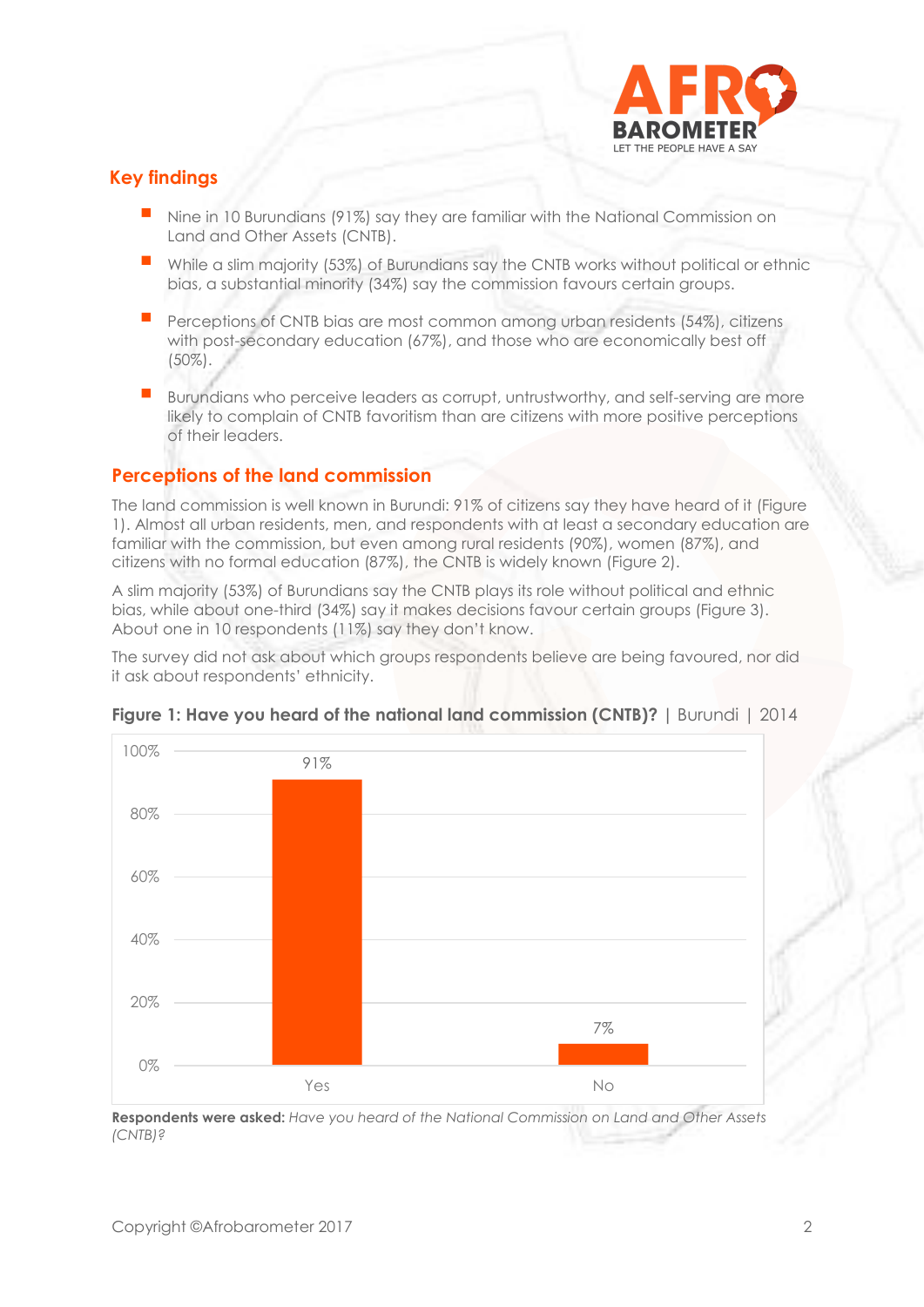## Key findings

- Nine in 10 Burundians (91%) say they are familiar with the National Commission on Land and Other Assets (CNTB).
- While a slim majority (53%) of Burundians say the CNTB works without political or ethnic bias, a substantial minority (34%) say the commission favours certain groups.
- Perceptions of CNTB bias are most common among urban residents (54%), citizens with post-secondary education (67%), and those who are economically best off (50%).
- Burundians who perceive leaders as corrupt, untrustworthy, and self-serving are more likely to complain of CNTB favoritism than are citizens with more positive perceptions of their leaders.

## Perceptions of the land commission

The land commission is well known in Burundi: 91% of citizens say they have heard of it (Figure 1). Almost all urban residents, men, and respondents with at least a secondary education are familiar with the commission, but even among rural residents (90%), women (87%), and citizens with no formal education (87%), the CNTB is widely known (Figure 2).

A slim majority (53%) of Burundians say the CNTB plays its role without political and ethnic bias, while about one-third (34%) say it makes decisions favour certain groups (Figure 3). About one in 10 respondents (11%) say they don't know.

The survey did not ask about which groups respondents believe are being favoured, nor did it ask about respondents' ethnicity.

**Figure 1: Have you heard of the national land commission (CNTB)?** | Burundi | 2014

| Response | Percentage |
|---|---|
| Yes | 91% |
| No | 7% |

**Respondents were asked:** *Have you heard of the National Commission on Land and Other Assets (CNTB)?*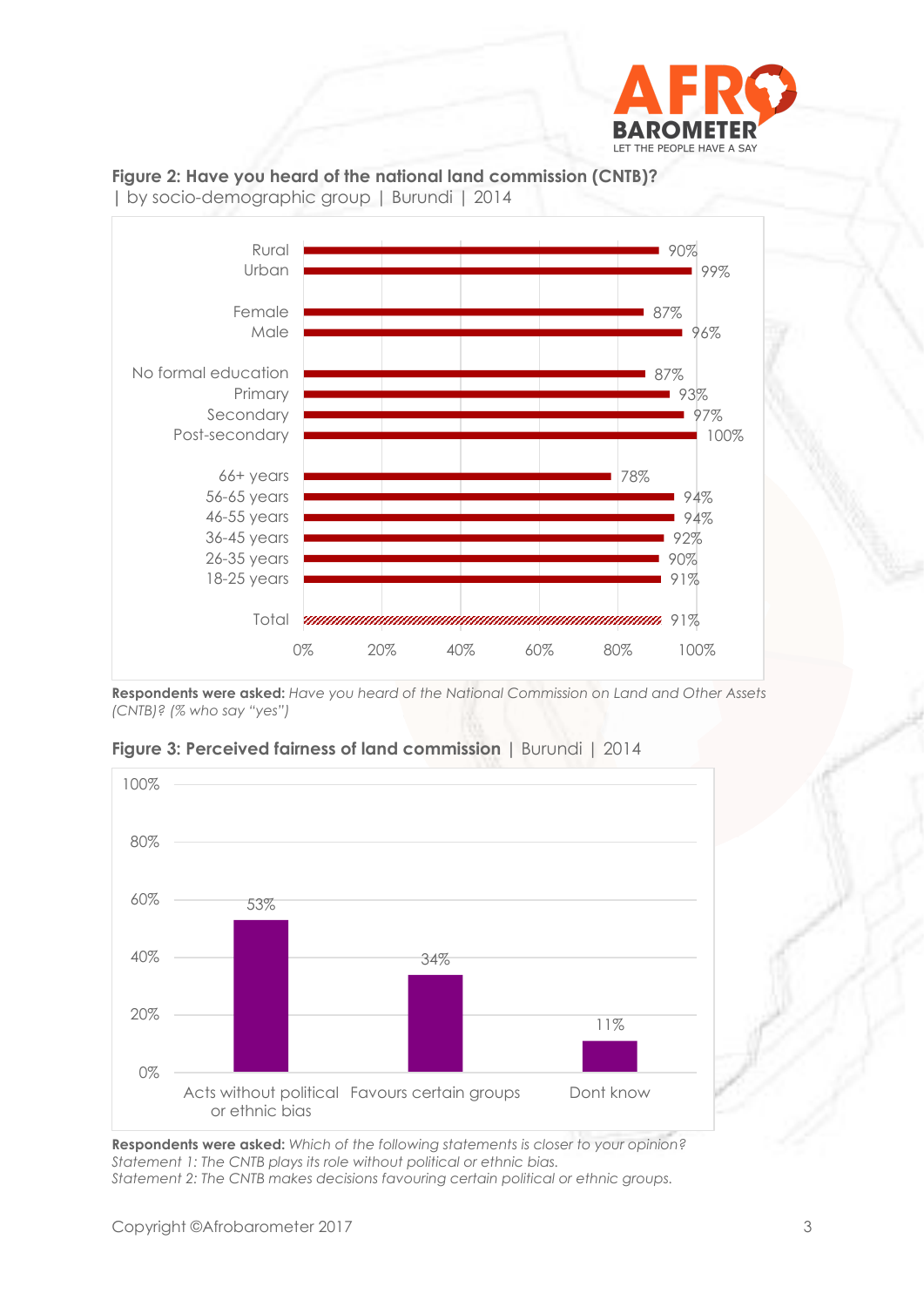**Figure 2: Have you heard of the national land commission (CNTB)?** | by socio-demographic group | Burundi | 2014

| Group | % yes |
|---|---|
| Rural | 90% |
| Urban | 99% |
| Female | 87% |
| Male | 96% |
| No formal education | 87% |
| Primary | 93% |
| Secondary | 97% |
| Post-secondary | 100% |
| 66+ years | 78% |
| 56-65 years | 94% |
| 46-55 years | 94% |
| 36-45 years | 92% |
| 26-35 years | 90% |
| 18-25 years | 91% |
| Total | 91% |

**Respondents were asked:** *Have you heard of the National Commission on Land and Other Assets (CNTB)? (% who say "yes")*

**Figure 3: Perceived fairness of land commission** | Burundi | 2014

| Response | % |
|---|---|
| Acts without political or ethnic bias | 53% |
| Favours certain groups | 34% |
| Dont know | 11% |

**Respondents were asked:** *Which of the following statements is closer to your opinion?*
*Statement 1: The CNTB plays its role without political or ethnic bias.*
*Statement 2: The CNTB makes decisions favouring certain political or ethnic groups.*

Copyright ©Afrobarometer 2017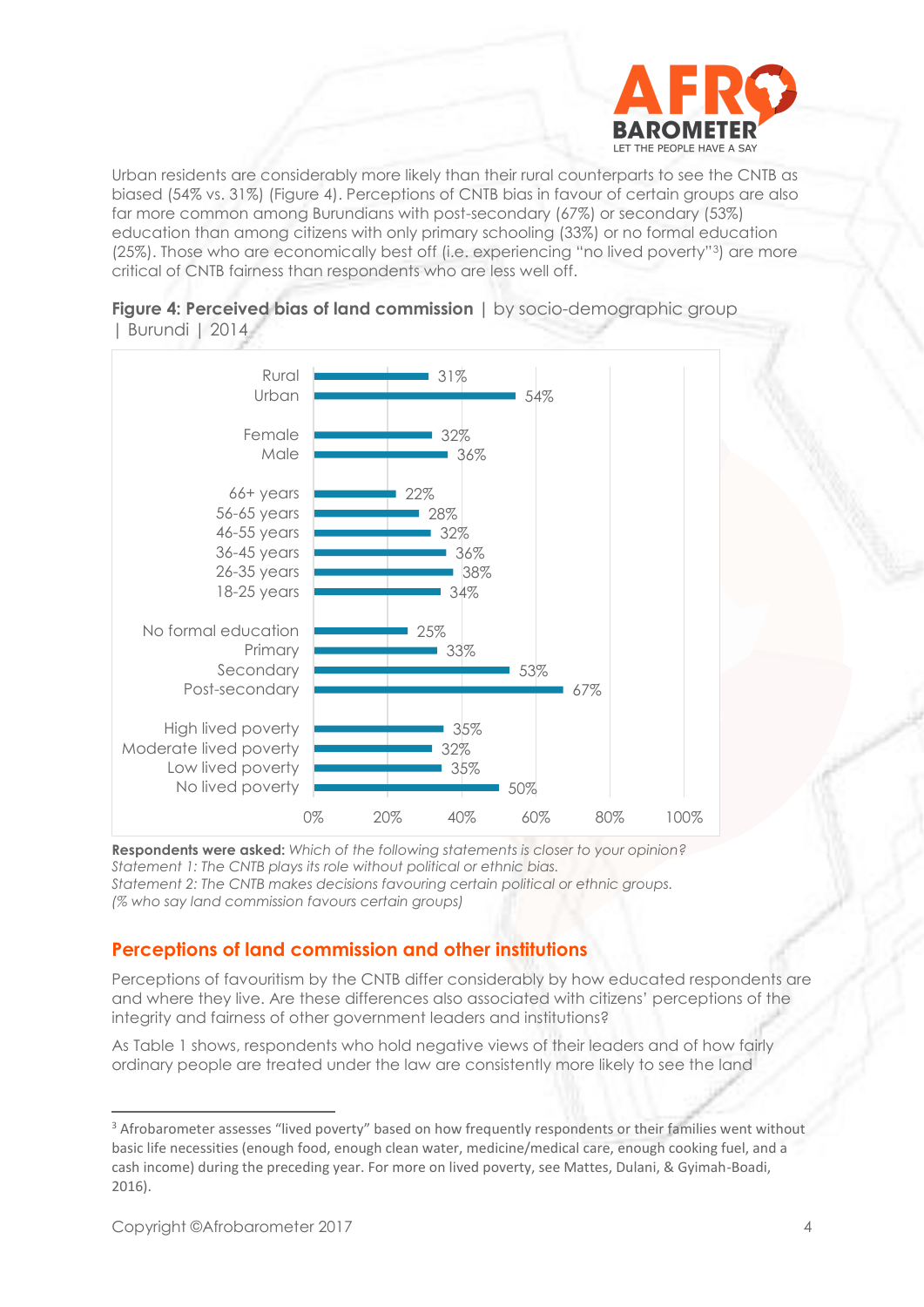Urban residents are considerably more likely than their rural counterparts to see the CNTB as biased (54% vs. 31%) (Figure 4). Perceptions of CNTB bias in favour of certain groups are also far more common among Burundians with post-secondary (67%) or secondary (53%) education than among citizens with only primary schooling (33%) or no formal education (25%). Those who are economically best off (i.e. experiencing "no lived poverty"[3]) are more critical of CNTB fairness than respondents who are less well off.

**Figure 4: Perceived bias of land commission** | by socio-demographic group | Burundi | 2014

| Group | % |
|---|---|
| Rural | 31% |
| Urban | 54% |
| Female | 32% |
| Male | 36% |
| 66+ years | 22% |
| 56-65 years | 28% |
| 46-55 years | 32% |
| 36-45 years | 36% |
| 26-35 years | 38% |
| 18-25 years | 34% |
| No formal education | 25% |
| Primary | 33% |
| Secondary | 53% |
| Post-secondary | 67% |
| High lived poverty | 35% |
| Moderate lived poverty | 32% |
| Low lived poverty | 35% |
| No lived poverty | 50% |

**Respondents were asked:** *Which of the following statements is closer to your opinion?*
*Statement 1: The CNTB plays its role without political or ethnic bias.*
*Statement 2: The CNTB makes decisions favouring certain political or ethnic groups.*
*(% who say land commission favours certain groups)*

## Perceptions of land commission and other institutions

Perceptions of favouritism by the CNTB differ considerably by how educated respondents are and where they live. Are these differences also associated with citizens' perceptions of the integrity and fairness of other government leaders and institutions?

As Table 1 shows, respondents who hold negative views of their leaders and of how fairly ordinary people are treated under the law are consistently more likely to see the land

[3] Afrobarometer assesses "lived poverty" based on how frequently respondents or their families went without basic life necessities (enough food, enough clean water, medicine/medical care, enough cooking fuel, and a cash income) during the preceding year. For more on lived poverty, see Mattes, Dulani, & Gyimah-Boadi, 2016).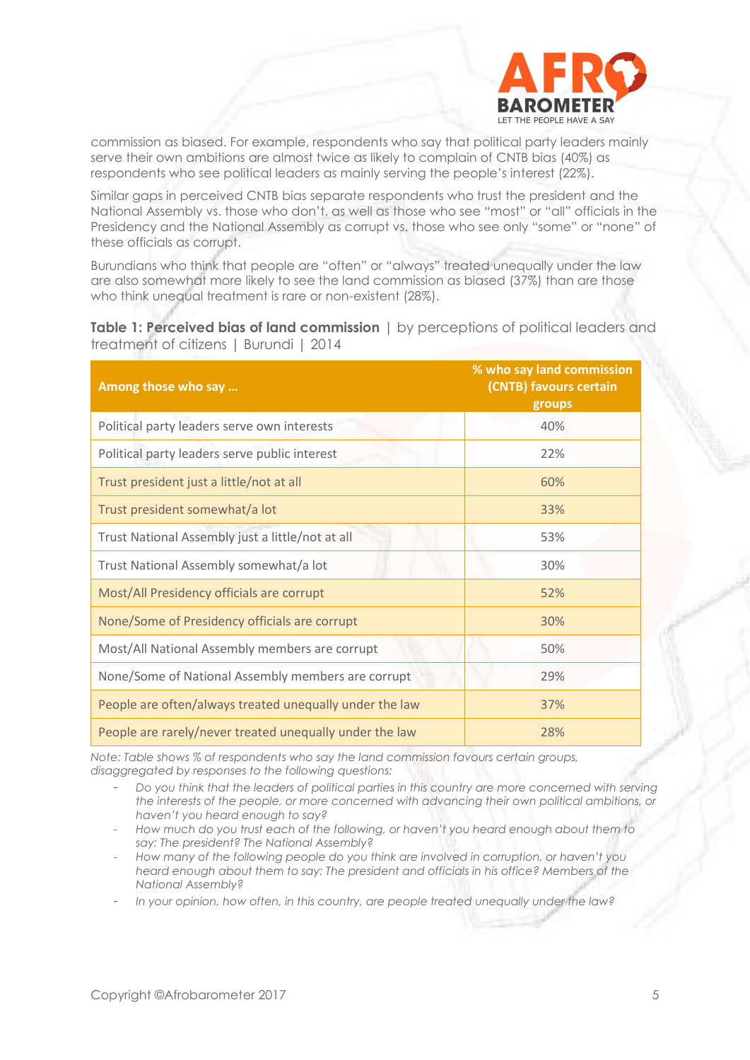commission as biased. For example, respondents who say that political party leaders mainly serve their own ambitions are almost twice as likely to complain of CNTB bias (40%) as respondents who see political leaders as mainly serving the people's interest (22%).

Similar gaps in perceived CNTB bias separate respondents who trust the president and the National Assembly vs. those who don't, as well as those who see "most" or "all" officials in the Presidency and the National Assembly as corrupt vs. those who see only "some" or "none" of these officials as corrupt.

Burundians who think that people are "often" or "always" treated unequally under the law are also somewhat more likely to see the land commission as biased (37%) than are those who think unequal treatment is rare or non-existent (28%).

**Table 1: Perceived bias of land commission** | by perceptions of political leaders and treatment of citizens | Burundi | 2014

| Among those who say ... | % who say land commission (CNTB) favours certain groups |
|---|---|
| Political party leaders serve own interests | 40% |
| Political party leaders serve public interest | 22% |
| Trust president just a little/not at all | 60% |
| Trust president somewhat/a lot | 33% |
| Trust National Assembly just a little/not at all | 53% |
| Trust National Assembly somewhat/a lot | 30% |
| Most/All Presidency officials are corrupt | 52% |
| None/Some of Presidency officials are corrupt | 30% |
| Most/All National Assembly members are corrupt | 50% |
| None/Some of National Assembly members are corrupt | 29% |
| People are often/always treated unequally under the law | 37% |
| People are rarely/never treated unequally under the law | 28% |

*Note: Table shows % of respondents who say the land commission favours certain groups, disaggregated by responses to the following questions:*

- *Do you think that the leaders of political parties in this country are more concerned with serving the interests of the people, or more concerned with advancing their own political ambitions, or haven't you heard enough to say?*
- *How much do you trust each of the following, or haven't you heard enough about them to say: The president? The National Assembly?*
- *How many of the following people do you think are involved in corruption, or haven't you heard enough about them to say: The president and officials in his office? Members of the National Assembly?*
- *In your opinion, how often, in this country, are people treated unequally under the law?*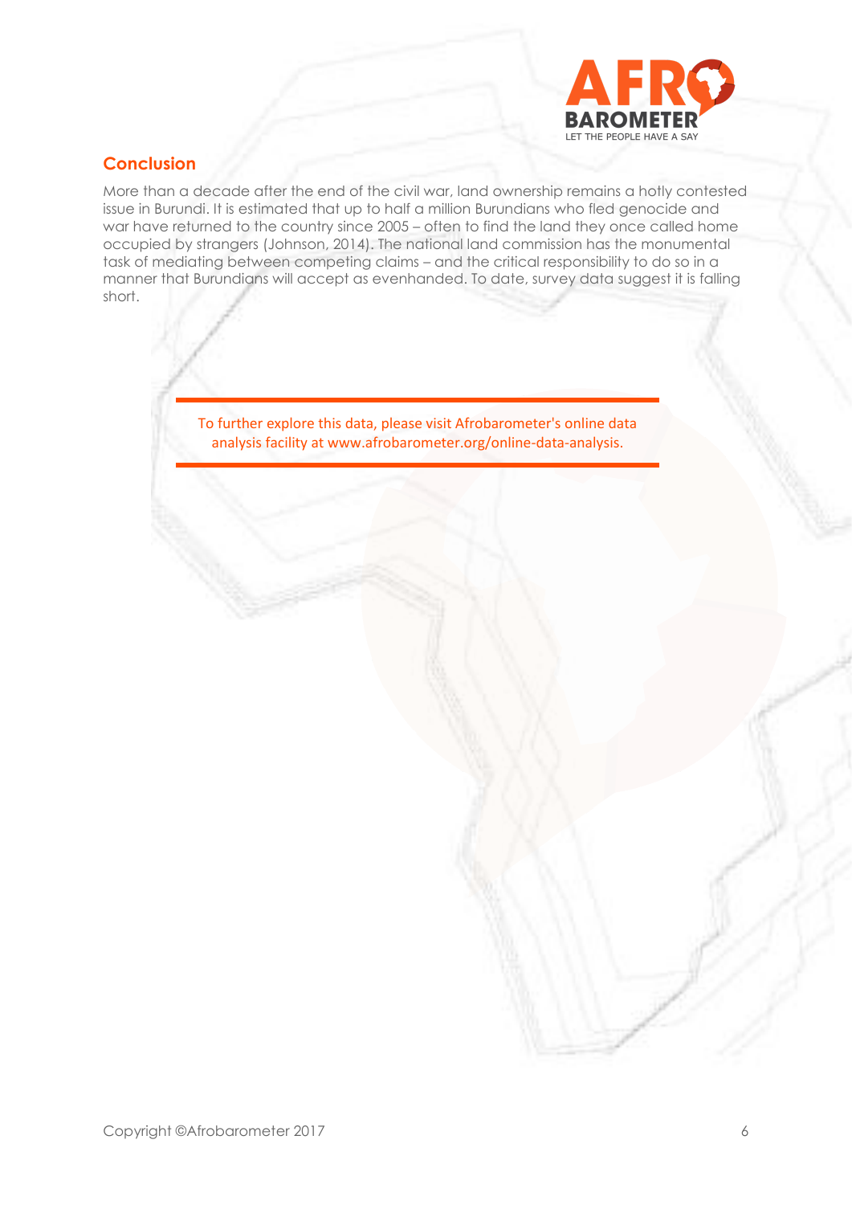## Conclusion

More than a decade after the end of the civil war, land ownership remains a hotly contested issue in Burundi. It is estimated that up to half a million Burundians who fled genocide and war have returned to the country since 2005 – often to find the land they once called home occupied by strangers (Johnson, 2014). The national land commission has the monumental task of mediating between competing claims – and the critical responsibility to do so in a manner that Burundians will accept as evenhanded. To date, survey data suggest it is falling short.

---

To further explore this data, please visit Afrobarometer's online data analysis facility at www.afrobarometer.org/online-data-analysis.

---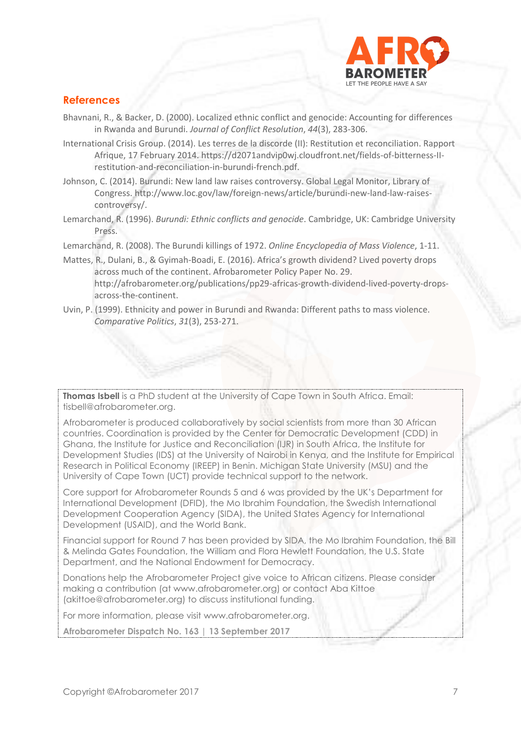## References

Bhavnani, R., & Backer, D. (2000). Localized ethnic conflict and genocide: Accounting for differences in Rwanda and Burundi. *Journal of Conflict Resolution*, *44*(3), 283-306.

International Crisis Group. (2014). Les terres de la discorde (II): Restitution et reconciliation. Rapport Afrique, 17 February 2014. https://d2071andvip0wj.cloudfront.net/fields-of-bitterness-II-restitution-and-reconciliation-in-burundi-french.pdf.

Johnson, C. (2014). Burundi: New land law raises controversy. Global Legal Monitor, Library of Congress. http://www.loc.gov/law/foreign-news/article/burundi-new-land-law-raises-controversy/.

Lemarchand, R. (1996). *Burundi: Ethnic conflicts and genocide*. Cambridge, UK: Cambridge University Press.

Lemarchand, R. (2008). The Burundi killings of 1972. *Online Encyclopedia of Mass Violence*, 1-11.

Mattes, R., Dulani, B., & Gyimah-Boadi, E. (2016). Africa's growth dividend? Lived poverty drops across much of the continent. Afrobarometer Policy Paper No. 29. http://afrobarometer.org/publications/pp29-africas-growth-dividend-lived-poverty-drops-across-the-continent.

Uvin, P. (1999). Ethnicity and power in Burundi and Rwanda: Different paths to mass violence. *Comparative Politics*, *31*(3), 253-271.

**Thomas Isbell** is a PhD student at the University of Cape Town in South Africa. Email: tisbell@afrobarometer.org.

Afrobarometer is produced collaboratively by social scientists from more than 30 African countries. Coordination is provided by the Center for Democratic Development (CDD) in Ghana, the Institute for Justice and Reconciliation (IJR) in South Africa, the Institute for Development Studies (IDS) at the University of Nairobi in Kenya, and the Institute for Empirical Research in Political Economy (IREEP) in Benin. Michigan State University (MSU) and the University of Cape Town (UCT) provide technical support to the network.

Core support for Afrobarometer Rounds 5 and 6 was provided by the UK's Department for International Development (DFID), the Mo Ibrahim Foundation, the Swedish International Development Cooperation Agency (SIDA), the United States Agency for International Development (USAID), and the World Bank.

Financial support for Round 7 has been provided by SIDA, the Mo Ibrahim Foundation, the Bill & Melinda Gates Foundation, the William and Flora Hewlett Foundation, the U.S. State Department, and the National Endowment for Democracy.

Donations help the Afrobarometer Project give voice to African citizens. Please consider making a contribution (at www.afrobarometer.org) or contact Aba Kittoe (akittoe@afrobarometer.org) to discuss institutional funding.

For more information, please visit www.afrobarometer.org.

**Afrobarometer Dispatch No. 163 | 13 September 2017**